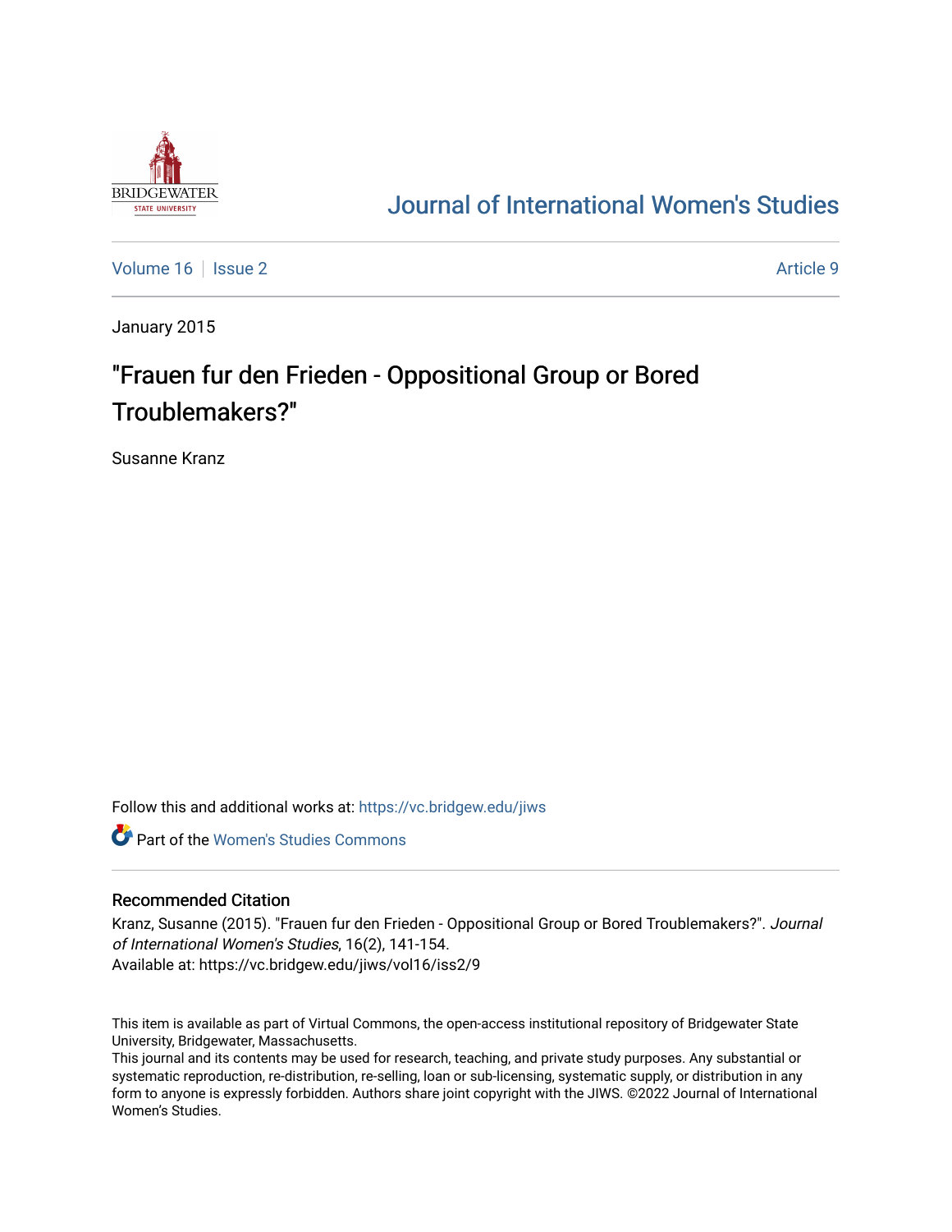# Journal of International Women's Studies

Volume 16 | Issue 2 | Article 9

January 2015

## "Frauen fur den Frieden - Oppositional Group or Bored Troublemakers?"

Susanne Kranz

Follow this and additional works at: https://vc.bridgew.edu/jiws

Part of the Women's Studies Commons

### Recommended Citation

Kranz, Susanne (2015). "Frauen fur den Frieden - Oppositional Group or Bored Troublemakers?". *Journal of International Women's Studies*, 16(2), 141-154.
Available at: https://vc.bridgew.edu/jiws/vol16/iss2/9

This item is available as part of Virtual Commons, the open-access institutional repository of Bridgewater State University, Bridgewater, Massachusetts.
This journal and its contents may be used for research, teaching, and private study purposes. Any substantial or systematic reproduction, re-distribution, re-selling, loan or sub-licensing, systematic supply, or distribution in any form to anyone is expressly forbidden. Authors share joint copyright with the JIWS. ©2022 Journal of International Women's Studies.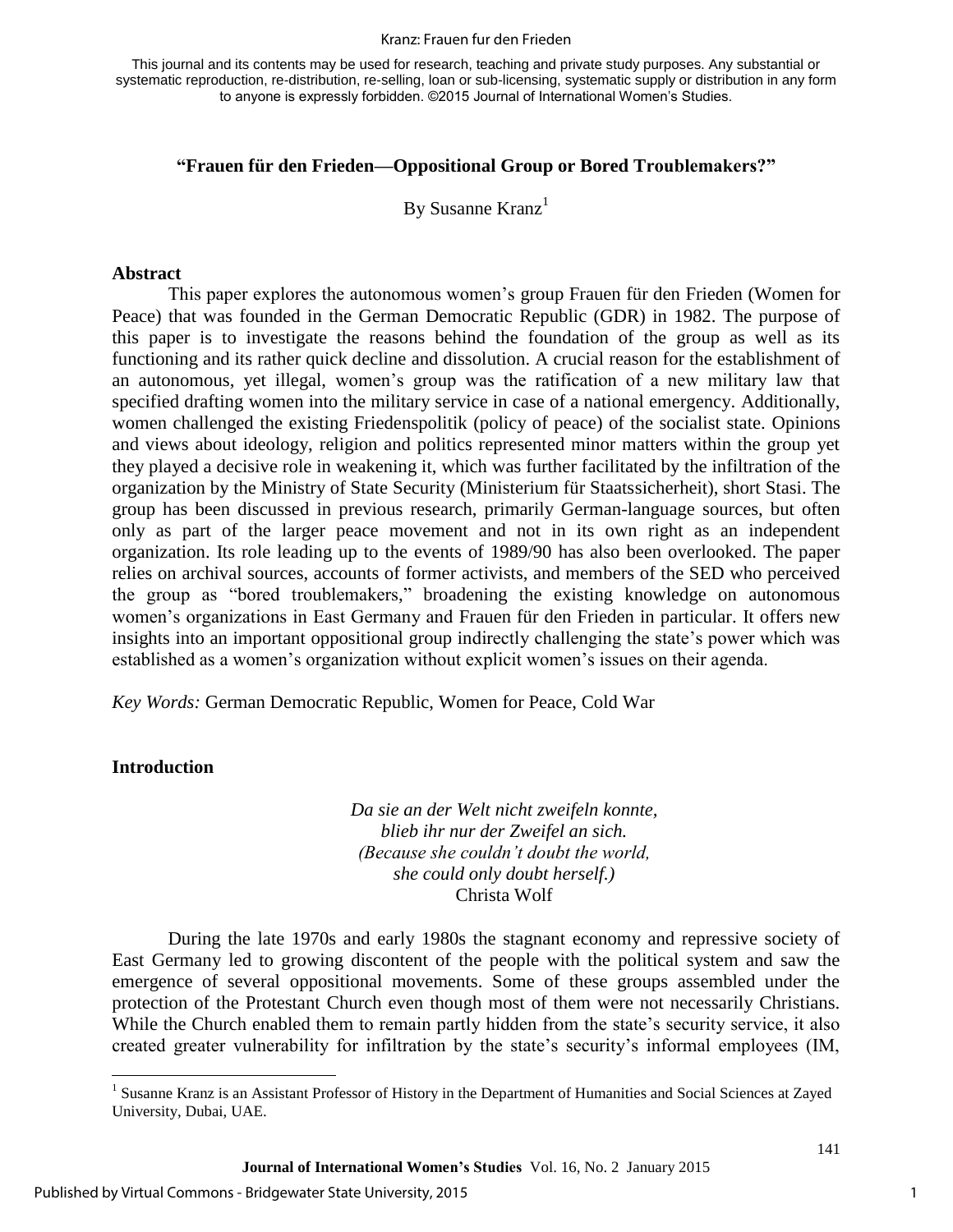This journal and its contents may be used for research, teaching and private study purposes. Any substantial or systematic reproduction, re-distribution, re-selling, loan or sub-licensing, systematic supply or distribution in any form to anyone is expressly forbidden. ©2015 Journal of International Women's Studies.

## "Frauen für den Frieden—Oppositional Group or Bored Troublemakers?"

By Susanne Kranz[1]

### Abstract

This paper explores the autonomous women's group Frauen für den Frieden (Women for Peace) that was founded in the German Democratic Republic (GDR) in 1982. The purpose of this paper is to investigate the reasons behind the foundation of the group as well as its functioning and its rather quick decline and dissolution. A crucial reason for the establishment of an autonomous, yet illegal, women's group was the ratification of a new military law that specified drafting women into the military service in case of a national emergency. Additionally, women challenged the existing Friedenspolitik (policy of peace) of the socialist state. Opinions and views about ideology, religion and politics represented minor matters within the group yet they played a decisive role in weakening it, which was further facilitated by the infiltration of the organization by the Ministry of State Security (Ministerium für Staatssicherheit), short Stasi. The group has been discussed in previous research, primarily German-language sources, but often only as part of the larger peace movement and not in its own right as an independent organization. Its role leading up to the events of 1989/90 has also been overlooked. The paper relies on archival sources, accounts of former activists, and members of the SED who perceived the group as "bored troublemakers," broadening the existing knowledge on autonomous women's organizations in East Germany and Frauen für den Frieden in particular. It offers new insights into an important oppositional group indirectly challenging the state's power which was established as a women's organization without explicit women's issues on their agenda.

*Key Words:* German Democratic Republic, Women for Peace, Cold War

### Introduction

*Da sie an der Welt nicht zweifeln konnte,*
*blieb ihr nur der Zweifel an sich.*
*(Because she couldn't doubt the world,*
*she could only doubt herself.)*
Christa Wolf

During the late 1970s and early 1980s the stagnant economy and repressive society of East Germany led to growing discontent of the people with the political system and saw the emergence of several oppositional movements. Some of these groups assembled under the protection of the Protestant Church even though most of them were not necessarily Christians. While the Church enabled them to remain partly hidden from the state's security service, it also created greater vulnerability for infiltration by the state's security's informal employees (IM,

[1] Susanne Kranz is an Assistant Professor of History in the Department of Humanities and Social Sciences at Zayed University, Dubai, UAE.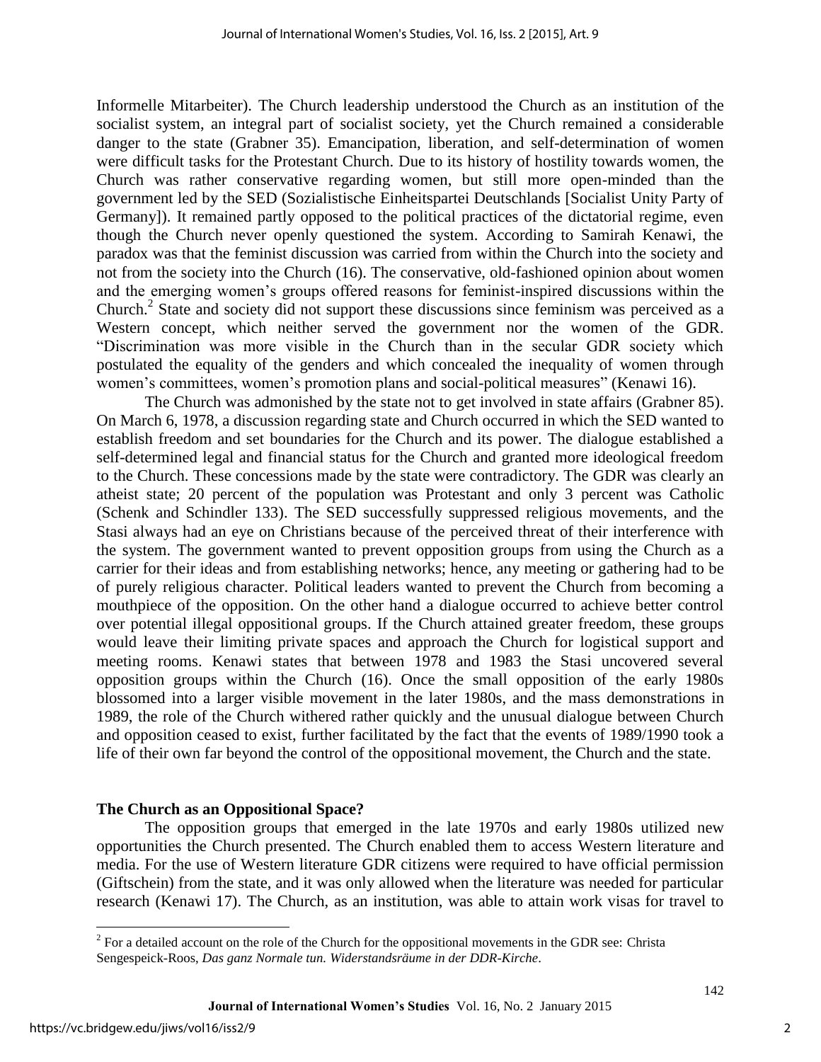Informelle Mitarbeiter). The Church leadership understood the Church as an institution of the socialist system, an integral part of socialist society, yet the Church remained a considerable danger to the state (Grabner 35). Emancipation, liberation, and self-determination of women were difficult tasks for the Protestant Church. Due to its history of hostility towards women, the Church was rather conservative regarding women, but still more open-minded than the government led by the SED (Sozialistische Einheitspartei Deutschlands [Socialist Unity Party of Germany]). It remained partly opposed to the political practices of the dictatorial regime, even though the Church never openly questioned the system. According to Samirah Kenawi, the paradox was that the feminist discussion was carried from within the Church into the society and not from the society into the Church (16). The conservative, old-fashioned opinion about women and the emerging women's groups offered reasons for feminist-inspired discussions within the Church.[2] State and society did not support these discussions since feminism was perceived as a Western concept, which neither served the government nor the women of the GDR. "Discrimination was more visible in the Church than in the secular GDR society which postulated the equality of the genders and which concealed the inequality of women through women's committees, women's promotion plans and social-political measures" (Kenawi 16).

The Church was admonished by the state not to get involved in state affairs (Grabner 85). On March 6, 1978, a discussion regarding state and Church occurred in which the SED wanted to establish freedom and set boundaries for the Church and its power. The dialogue established a self-determined legal and financial status for the Church and granted more ideological freedom to the Church. These concessions made by the state were contradictory. The GDR was clearly an atheist state; 20 percent of the population was Protestant and only 3 percent was Catholic (Schenk and Schindler 133). The SED successfully suppressed religious movements, and the Stasi always had an eye on Christians because of the perceived threat of their interference with the system. The government wanted to prevent opposition groups from using the Church as a carrier for their ideas and from establishing networks; hence, any meeting or gathering had to be of purely religious character. Political leaders wanted to prevent the Church from becoming a mouthpiece of the opposition. On the other hand a dialogue occurred to achieve better control over potential illegal oppositional groups. If the Church attained greater freedom, these groups would leave their limiting private spaces and approach the Church for logistical support and meeting rooms. Kenawi states that between 1978 and 1983 the Stasi uncovered several opposition groups within the Church (16). Once the small opposition of the early 1980s blossomed into a larger visible movement in the later 1980s, and the mass demonstrations in 1989, the role of the Church withered rather quickly and the unusual dialogue between Church and opposition ceased to exist, further facilitated by the fact that the events of 1989/1990 took a life of their own far beyond the control of the oppositional movement, the Church and the state.

## The Church as an Oppositional Space?

The opposition groups that emerged in the late 1970s and early 1980s utilized new opportunities the Church presented. The Church enabled them to access Western literature and media. For the use of Western literature GDR citizens were required to have official permission (Giftschein) from the state, and it was only allowed when the literature was needed for particular research (Kenawi 17). The Church, as an institution, was able to attain work visas for travel to

[2] For a detailed account on the role of the Church for the oppositional movements in the GDR see: Christa Sengespeick-Roos, *Das ganz Normale tun. Widerstandsräume in der DDR-Kirche*.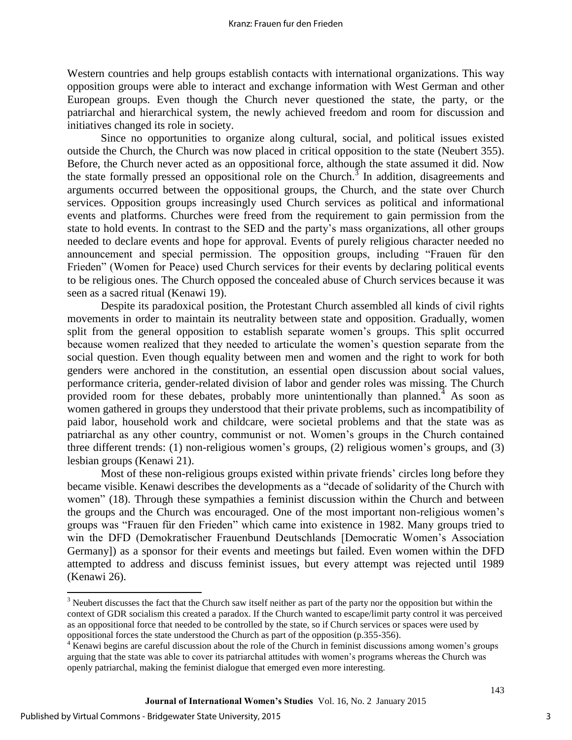Western countries and help groups establish contacts with international organizations. This way opposition groups were able to interact and exchange information with West German and other European groups. Even though the Church never questioned the state, the party, or the patriarchal and hierarchical system, the newly achieved freedom and room for discussion and initiatives changed its role in society.

Since no opportunities to organize along cultural, social, and political issues existed outside the Church, the Church was now placed in critical opposition to the state (Neubert 355). Before, the Church never acted as an oppositional force, although the state assumed it did. Now the state formally pressed an oppositional role on the Church.[3] In addition, disagreements and arguments occurred between the oppositional groups, the Church, and the state over Church services. Opposition groups increasingly used Church services as political and informational events and platforms. Churches were freed from the requirement to gain permission from the state to hold events. In contrast to the SED and the party's mass organizations, all other groups needed to declare events and hope for approval. Events of purely religious character needed no announcement and special permission. The opposition groups, including "Frauen für den Frieden" (Women for Peace) used Church services for their events by declaring political events to be religious ones. The Church opposed the concealed abuse of Church services because it was seen as a sacred ritual (Kenawi 19).

Despite its paradoxical position, the Protestant Church assembled all kinds of civil rights movements in order to maintain its neutrality between state and opposition. Gradually, women split from the general opposition to establish separate women's groups. This split occurred because women realized that they needed to articulate the women's question separate from the social question. Even though equality between men and women and the right to work for both genders were anchored in the constitution, an essential open discussion about social values, performance criteria, gender-related division of labor and gender roles was missing. The Church provided room for these debates, probably more unintentionally than planned.[4] As soon as women gathered in groups they understood that their private problems, such as incompatibility of paid labor, household work and childcare, were societal problems and that the state was as patriarchal as any other country, communist or not. Women's groups in the Church contained three different trends: (1) non-religious women's groups, (2) religious women's groups, and (3) lesbian groups (Kenawi 21).

Most of these non-religious groups existed within private friends' circles long before they became visible. Kenawi describes the developments as a "decade of solidarity of the Church with women" (18). Through these sympathies a feminist discussion within the Church and between the groups and the Church was encouraged. One of the most important non-religious women's groups was "Frauen für den Frieden" which came into existence in 1982. Many groups tried to win the DFD (Demokratischer Frauenbund Deutschlands [Democratic Women's Association Germany]) as a sponsor for their events and meetings but failed. Even women within the DFD attempted to address and discuss feminist issues, but every attempt was rejected until 1989 (Kenawi 26).

---

[3] Neubert discusses the fact that the Church saw itself neither as part of the party nor the opposition but within the context of GDR socialism this created a paradox. If the Church wanted to escape/limit party control it was perceived as an oppositional force that needed to be controlled by the state, so if Church services or spaces were used by oppositional forces the state understood the Church as part of the opposition (p.355-356).

[4] Kenawi begins are careful discussion about the role of the Church in feminist discussions among women's groups arguing that the state was able to cover its patriarchal attitudes with women's programs whereas the Church was openly patriarchal, making the feminist dialogue that emerged even more interesting.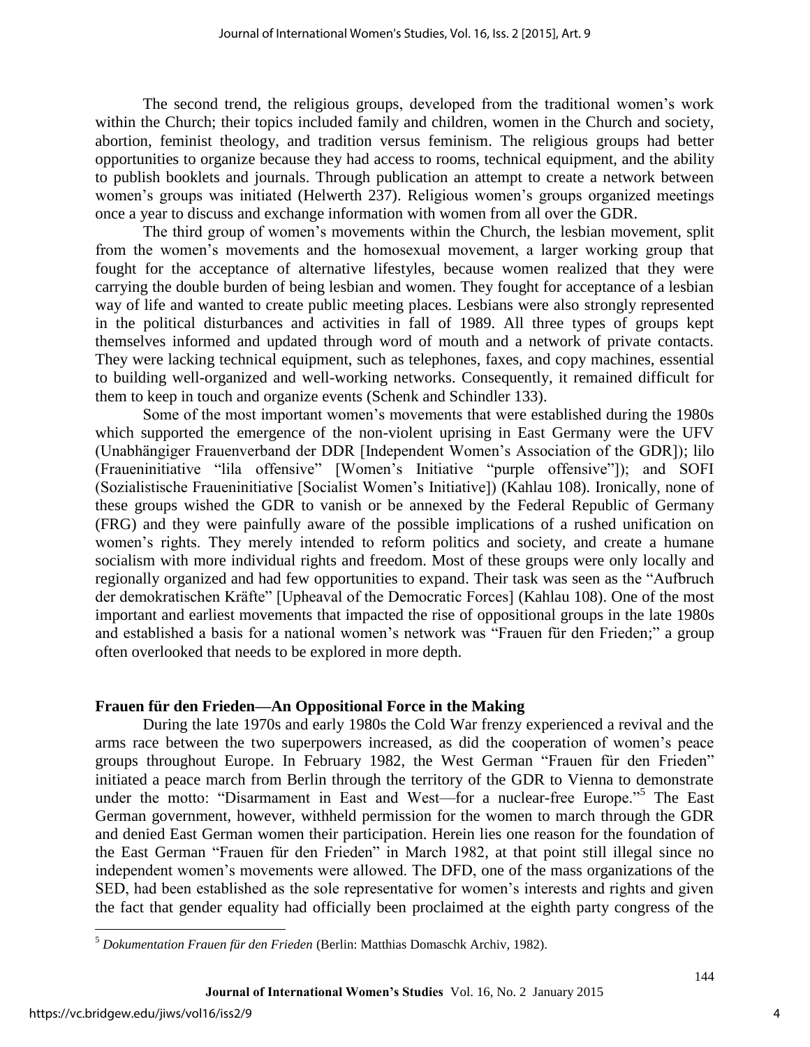The second trend, the religious groups, developed from the traditional women's work within the Church; their topics included family and children, women in the Church and society, abortion, feminist theology, and tradition versus feminism. The religious groups had better opportunities to organize because they had access to rooms, technical equipment, and the ability to publish booklets and journals. Through publication an attempt to create a network between women's groups was initiated (Helwerth 237). Religious women's groups organized meetings once a year to discuss and exchange information with women from all over the GDR.

The third group of women's movements within the Church, the lesbian movement, split from the women's movements and the homosexual movement, a larger working group that fought for the acceptance of alternative lifestyles, because women realized that they were carrying the double burden of being lesbian and women. They fought for acceptance of a lesbian way of life and wanted to create public meeting places. Lesbians were also strongly represented in the political disturbances and activities in fall of 1989. All three types of groups kept themselves informed and updated through word of mouth and a network of private contacts. They were lacking technical equipment, such as telephones, faxes, and copy machines, essential to building well-organized and well-working networks. Consequently, it remained difficult for them to keep in touch and organize events (Schenk and Schindler 133).

Some of the most important women's movements that were established during the 1980s which supported the emergence of the non-violent uprising in East Germany were the UFV (Unabhängiger Frauenverband der DDR [Independent Women's Association of the GDR]); lilo (Fraueninitiative "lila offensive" [Women's Initiative "purple offensive"]); and SOFI (Sozialistische Fraueninitiative [Socialist Women's Initiative]) (Kahlau 108). Ironically, none of these groups wished the GDR to vanish or be annexed by the Federal Republic of Germany (FRG) and they were painfully aware of the possible implications of a rushed unification on women's rights. They merely intended to reform politics and society, and create a humane socialism with more individual rights and freedom. Most of these groups were only locally and regionally organized and had few opportunities to expand. Their task was seen as the "Aufbruch der demokratischen Kräfte" [Upheaval of the Democratic Forces] (Kahlau 108). One of the most important and earliest movements that impacted the rise of oppositional groups in the late 1980s and established a basis for a national women's network was "Frauen für den Frieden;" a group often overlooked that needs to be explored in more depth.

## Frauen für den Frieden—An Oppositional Force in the Making

During the late 1970s and early 1980s the Cold War frenzy experienced a revival and the arms race between the two superpowers increased, as did the cooperation of women's peace groups throughout Europe. In February 1982, the West German "Frauen für den Frieden" initiated a peace march from Berlin through the territory of the GDR to Vienna to demonstrate under the motto: "Disarmament in East and West—for a nuclear-free Europe."[5] The East German government, however, withheld permission for the women to march through the GDR and denied East German women their participation. Herein lies one reason for the foundation of the East German "Frauen für den Frieden" in March 1982, at that point still illegal since no independent women's movements were allowed. The DFD, one of the mass organizations of the SED, had been established as the sole representative for women's interests and rights and given the fact that gender equality had officially been proclaimed at the eighth party congress of the

[5] *Dokumentation Frauen für den Frieden* (Berlin: Matthias Domaschk Archiv, 1982).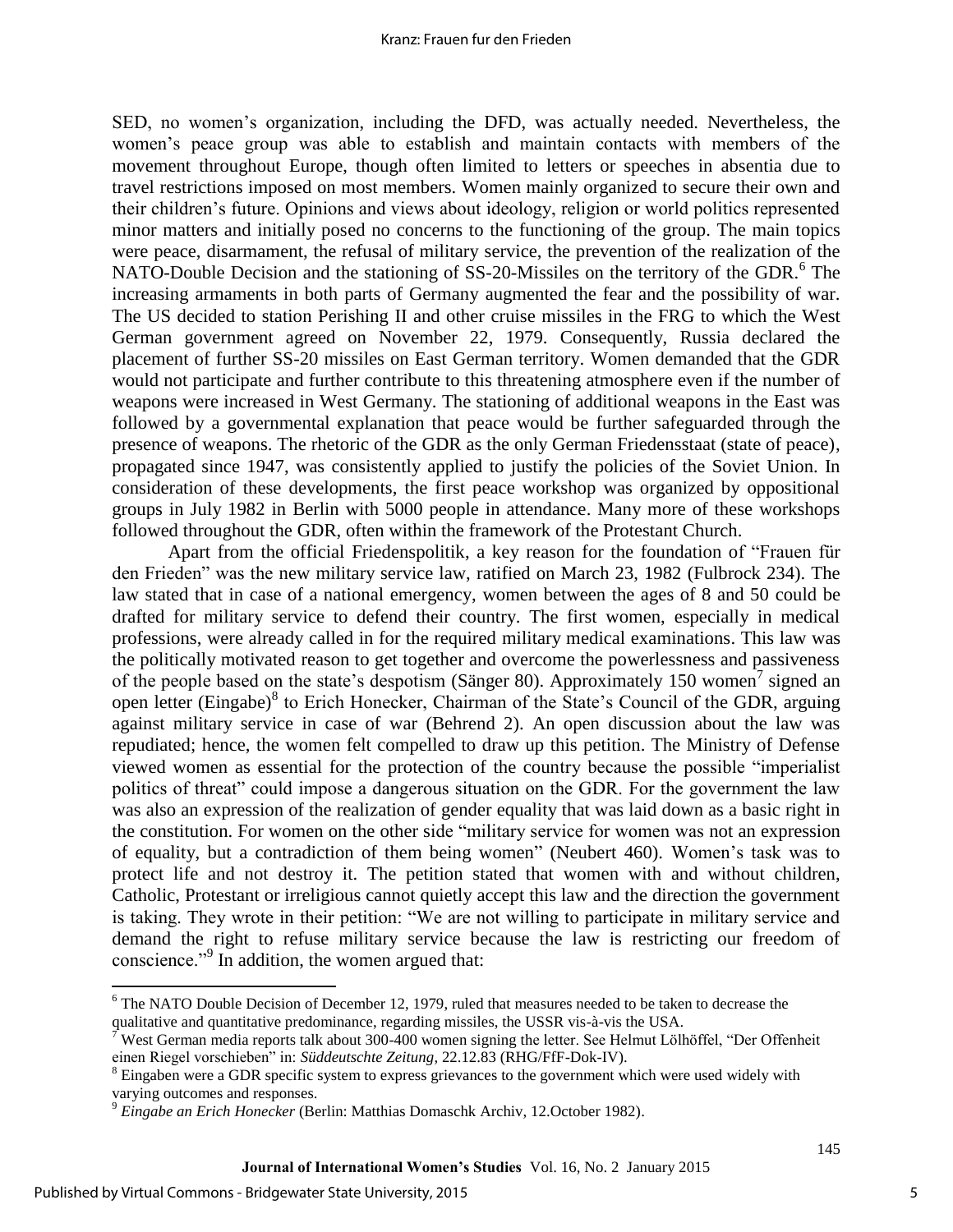SED, no women's organization, including the DFD, was actually needed. Nevertheless, the women's peace group was able to establish and maintain contacts with members of the movement throughout Europe, though often limited to letters or speeches in absentia due to travel restrictions imposed on most members. Women mainly organized to secure their own and their children's future. Opinions and views about ideology, religion or world politics represented minor matters and initially posed no concerns to the functioning of the group. The main topics were peace, disarmament, the refusal of military service, the prevention of the realization of the NATO-Double Decision and the stationing of SS-20-Missiles on the territory of the GDR.[6] The increasing armaments in both parts of Germany augmented the fear and the possibility of war. The US decided to station Perishing II and other cruise missiles in the FRG to which the West German government agreed on November 22, 1979. Consequently, Russia declared the placement of further SS-20 missiles on East German territory. Women demanded that the GDR would not participate and further contribute to this threatening atmosphere even if the number of weapons were increased in West Germany. The stationing of additional weapons in the East was followed by a governmental explanation that peace would be further safeguarded through the presence of weapons. The rhetoric of the GDR as the only German Friedensstaat (state of peace), propagated since 1947, was consistently applied to justify the policies of the Soviet Union. In consideration of these developments, the first peace workshop was organized by oppositional groups in July 1982 in Berlin with 5000 people in attendance. Many more of these workshops followed throughout the GDR, often within the framework of the Protestant Church.

Apart from the official Friedenspolitik, a key reason for the foundation of "Frauen für den Frieden" was the new military service law, ratified on March 23, 1982 (Fulbrock 234). The law stated that in case of a national emergency, women between the ages of 8 and 50 could be drafted for military service to defend their country. The first women, especially in medical professions, were already called in for the required military medical examinations. This law was the politically motivated reason to get together and overcome the powerlessness and passiveness of the people based on the state's despotism (Sänger 80). Approximately 150 women[7] signed an open letter (Eingabe)[8] to Erich Honecker, Chairman of the State's Council of the GDR, arguing against military service in case of war (Behrend 2). An open discussion about the law was repudiated; hence, the women felt compelled to draw up this petition. The Ministry of Defense viewed women as essential for the protection of the country because the possible "imperialist politics of threat" could impose a dangerous situation on the GDR. For the government the law was also an expression of the realization of gender equality that was laid down as a basic right in the constitution. For women on the other side "military service for women was not an expression of equality, but a contradiction of them being women" (Neubert 460). Women's task was to protect life and not destroy it. The petition stated that women with and without children, Catholic, Protestant or irreligious cannot quietly accept this law and the direction the government is taking. They wrote in their petition: "We are not willing to participate in military service and demand the right to refuse military service because the law is restricting our freedom of conscience."[9] In addition, the women argued that:

---

[6] The NATO Double Decision of December 12, 1979, ruled that measures needed to be taken to decrease the qualitative and quantitative predominance, regarding missiles, the USSR vis-à-vis the USA.

[7] West German media reports talk about 300-400 women signing the letter. See Helmut Lölhöffel, "Der Offenheit einen Riegel vorschieben" in: *Süddeutschte Zeitung*, 22.12.83 (RHG/FfF-Dok-IV).

[8] Eingaben were a GDR specific system to express grievances to the government which were used widely with varying outcomes and responses.

[9] *Eingabe an Erich Honecker* (Berlin: Matthias Domaschk Archiv, 12.October 1982).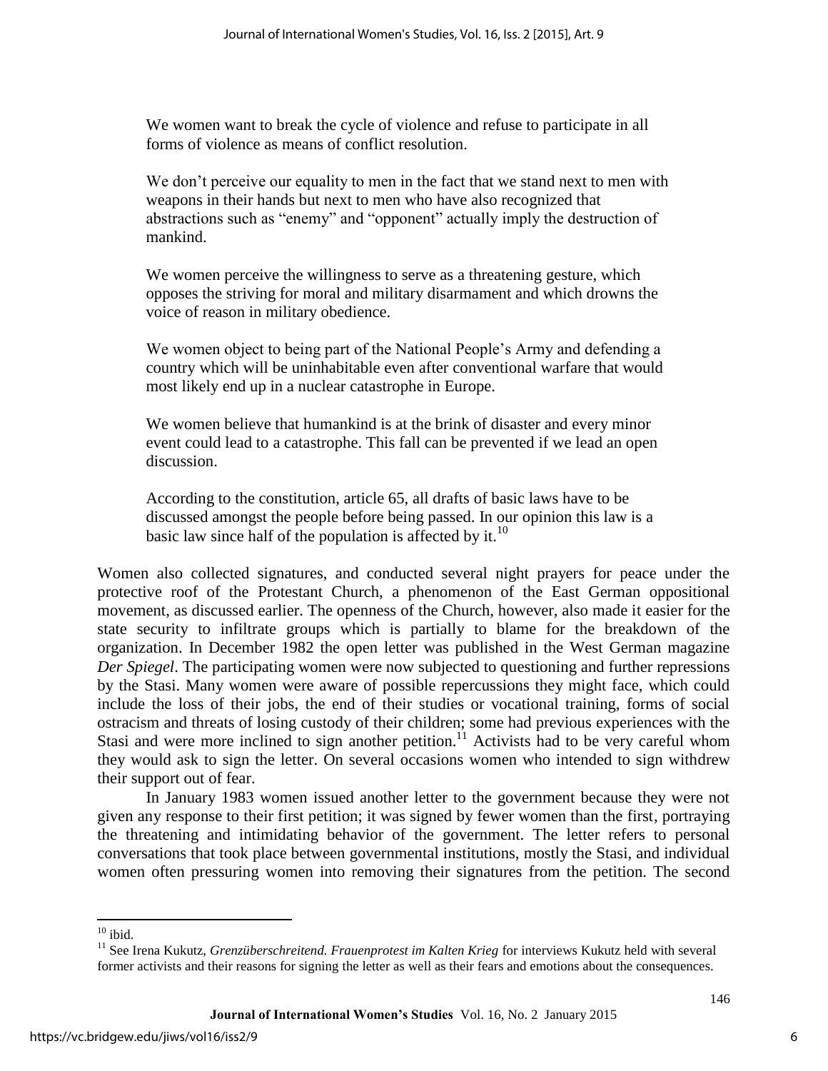> We women want to break the cycle of violence and refuse to participate in all forms of violence as means of conflict resolution.
>
> We don't perceive our equality to men in the fact that we stand next to men with weapons in their hands but next to men who have also recognized that abstractions such as "enemy" and "opponent" actually imply the destruction of mankind.
>
> We women perceive the willingness to serve as a threatening gesture, which opposes the striving for moral and military disarmament and which drowns the voice of reason in military obedience.
>
> We women object to being part of the National People's Army and defending a country which will be uninhabitable even after conventional warfare that would most likely end up in a nuclear catastrophe in Europe.
>
> We women believe that humankind is at the brink of disaster and every minor event could lead to a catastrophe. This fall can be prevented if we lead an open discussion.
>
> According to the constitution, article 65, all drafts of basic laws have to be discussed amongst the people before being passed. In our opinion this law is a basic law since half of the population is affected by it.[10]

Women also collected signatures, and conducted several night prayers for peace under the protective roof of the Protestant Church, a phenomenon of the East German oppositional movement, as discussed earlier. The openness of the Church, however, also made it easier for the state security to infiltrate groups which is partially to blame for the breakdown of the organization. In December 1982 the open letter was published in the West German magazine *Der Spiegel*. The participating women were now subjected to questioning and further repressions by the Stasi. Many women were aware of possible repercussions they might face, which could include the loss of their jobs, the end of their studies or vocational training, forms of social ostracism and threats of losing custody of their children; some had previous experiences with the Stasi and were more inclined to sign another petition.[11] Activists had to be very careful whom they would ask to sign the letter. On several occasions women who intended to sign withdrew their support out of fear.

In January 1983 women issued another letter to the government because they were not given any response to their first petition; it was signed by fewer women than the first, portraying the threatening and intimidating behavior of the government. The letter refers to personal conversations that took place between governmental institutions, mostly the Stasi, and individual women often pressuring women into removing their signatures from the petition. The second

---

[10] ibid.

[11] See Irena Kukutz, *Grenzüberschreitend. Frauenprotest im Kalten Krieg* for interviews Kukutz held with several former activists and their reasons for signing the letter as well as their fears and emotions about the consequences.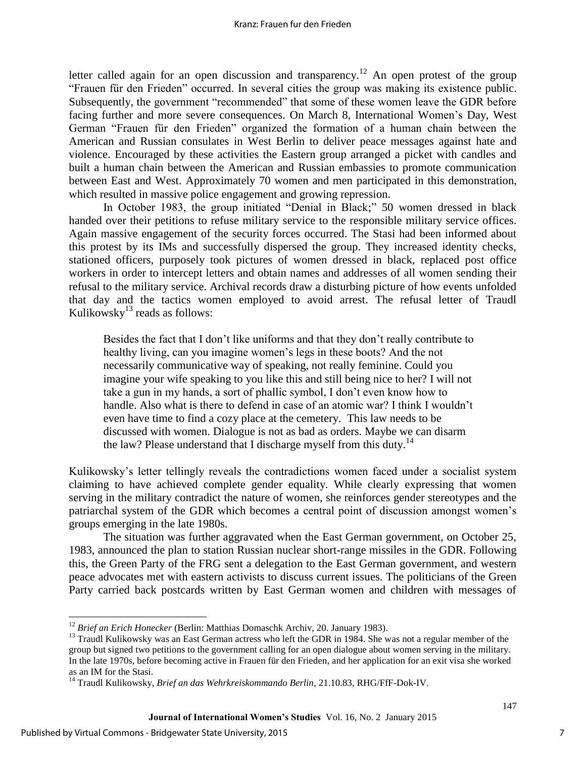letter called again for an open discussion and transparency.[12] An open protest of the group "Frauen für den Frieden" occurred. In several cities the group was making its existence public. Subsequently, the government "recommended" that some of these women leave the GDR before facing further and more severe consequences. On March 8, International Women's Day, West German "Frauen für den Frieden" organized the formation of a human chain between the American and Russian consulates in West Berlin to deliver peace messages against hate and violence. Encouraged by these activities the Eastern group arranged a picket with candles and built a human chain between the American and Russian embassies to promote communication between East and West. Approximately 70 women and men participated in this demonstration, which resulted in massive police engagement and growing repression.

In October 1983, the group initiated "Denial in Black;" 50 women dressed in black handed over their petitions to refuse military service to the responsible military service offices. Again massive engagement of the security forces occurred. The Stasi had been informed about this protest by its IMs and successfully dispersed the group. They increased identity checks, stationed officers, purposely took pictures of women dressed in black, replaced post office workers in order to intercept letters and obtain names and addresses of all women sending their refusal to the military service. Archival records draw a disturbing picture of how events unfolded that day and the tactics women employed to avoid arrest. The refusal letter of Traudl Kulikowsky[13] reads as follows:

> Besides the fact that I don't like uniforms and that they don't really contribute to healthy living, can you imagine women's legs in these boots? And the not necessarily communicative way of speaking, not really feminine. Could you imagine your wife speaking to you like this and still being nice to her? I will not take a gun in my hands, a sort of phallic symbol, I don't even know how to handle. Also what is there to defend in case of an atomic war? I think I wouldn't even have time to find a cozy place at the cemetery. This law needs to be discussed with women. Dialogue is not as bad as orders. Maybe we can disarm the law? Please understand that I discharge myself from this duty.[14]

Kulikowsky's letter tellingly reveals the contradictions women faced under a socialist system claiming to have achieved complete gender equality. While clearly expressing that women serving in the military contradict the nature of women, she reinforces gender stereotypes and the patriarchal system of the GDR which becomes a central point of discussion amongst women's groups emerging in the late 1980s.

The situation was further aggravated when the East German government, on October 25, 1983, announced the plan to station Russian nuclear short-range missiles in the GDR. Following this, the Green Party of the FRG sent a delegation to the East German government, and western peace advocates met with eastern activists to discuss current issues. The politicians of the Green Party carried back postcards written by East German women and children with messages of

---

[12] *Brief an Erich Honecker* (Berlin: Matthias Domaschk Archiv, 20. January 1983).

[13] Traudl Kulikowsky was an East German actress who left the GDR in 1984. She was not a regular member of the group but signed two petitions to the government calling for an open dialogue about women serving in the military. In the late 1970s, before becoming active in Frauen für den Frieden, and her application for an exit visa she worked as an IM for the Stasi.

[14] Traudl Kulikowsky, *Brief an das Wehrkreiskommando Berlin*, 21.10.83, RHG/FfF-Dok-IV.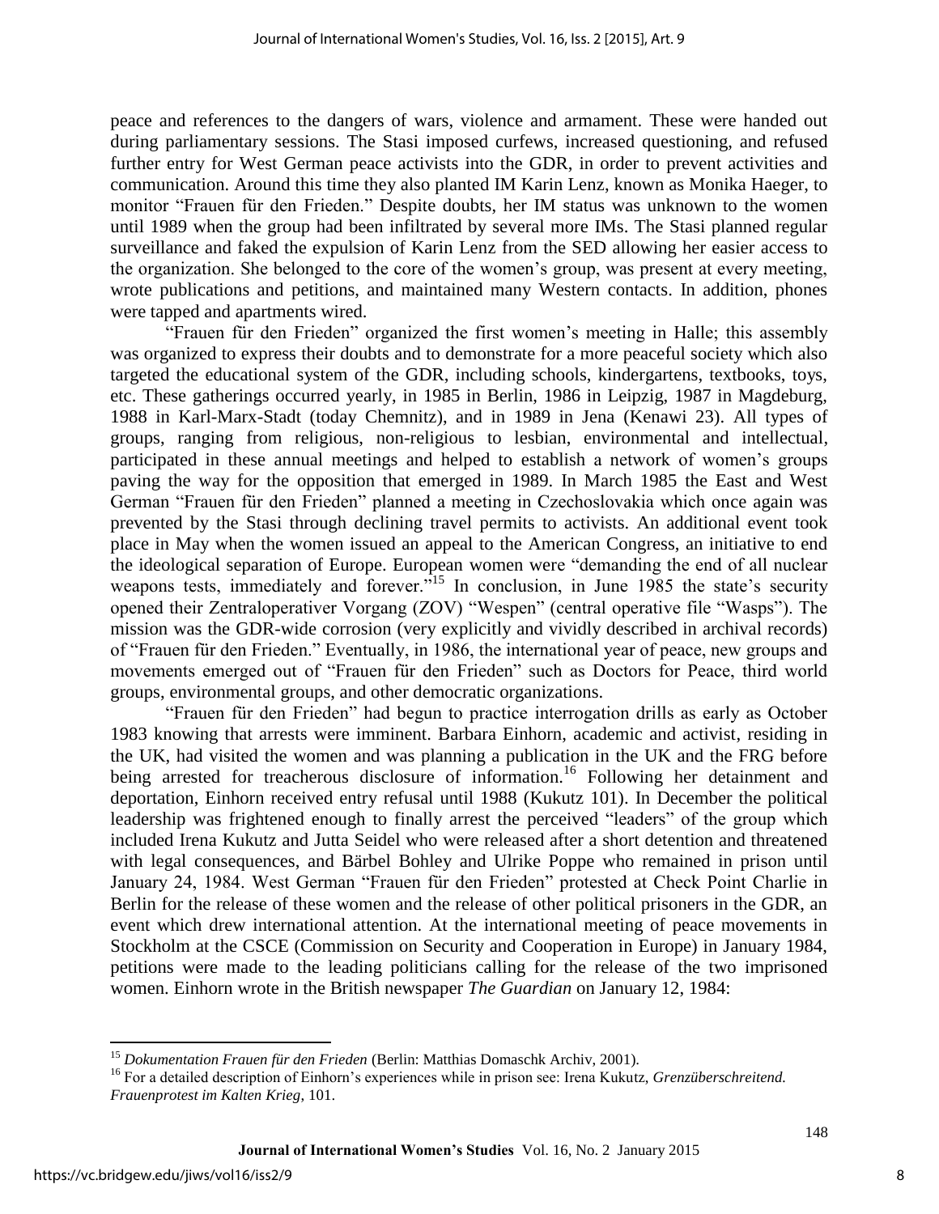peace and references to the dangers of wars, violence and armament. These were handed out during parliamentary sessions. The Stasi imposed curfews, increased questioning, and refused further entry for West German peace activists into the GDR, in order to prevent activities and communication. Around this time they also planted IM Karin Lenz, known as Monika Haeger, to monitor "Frauen für den Frieden." Despite doubts, her IM status was unknown to the women until 1989 when the group had been infiltrated by several more IMs. The Stasi planned regular surveillance and faked the expulsion of Karin Lenz from the SED allowing her easier access to the organization. She belonged to the core of the women's group, was present at every meeting, wrote publications and petitions, and maintained many Western contacts. In addition, phones were tapped and apartments wired.

"Frauen für den Frieden" organized the first women's meeting in Halle; this assembly was organized to express their doubts and to demonstrate for a more peaceful society which also targeted the educational system of the GDR, including schools, kindergartens, textbooks, toys, etc. These gatherings occurred yearly, in 1985 in Berlin, 1986 in Leipzig, 1987 in Magdeburg, 1988 in Karl-Marx-Stadt (today Chemnitz), and in 1989 in Jena (Kenawi 23). All types of groups, ranging from religious, non-religious to lesbian, environmental and intellectual, participated in these annual meetings and helped to establish a network of women's groups paving the way for the opposition that emerged in 1989. In March 1985 the East and West German "Frauen für den Frieden" planned a meeting in Czechoslovakia which once again was prevented by the Stasi through declining travel permits to activists. An additional event took place in May when the women issued an appeal to the American Congress, an initiative to end the ideological separation of Europe. European women were "demanding the end of all nuclear weapons tests, immediately and forever."[15] In conclusion, in June 1985 the state's security opened their Zentraloperativer Vorgang (ZOV) "Wespen" (central operative file "Wasps"). The mission was the GDR-wide corrosion (very explicitly and vividly described in archival records) of "Frauen für den Frieden." Eventually, in 1986, the international year of peace, new groups and movements emerged out of "Frauen für den Frieden" such as Doctors for Peace, third world groups, environmental groups, and other democratic organizations.

"Frauen für den Frieden" had begun to practice interrogation drills as early as October 1983 knowing that arrests were imminent. Barbara Einhorn, academic and activist, residing in the UK, had visited the women and was planning a publication in the UK and the FRG before being arrested for treacherous disclosure of information.[16] Following her detainment and deportation, Einhorn received entry refusal until 1988 (Kukutz 101). In December the political leadership was frightened enough to finally arrest the perceived "leaders" of the group which included Irena Kukutz and Jutta Seidel who were released after a short detention and threatened with legal consequences, and Bärbel Bohley and Ulrike Poppe who remained in prison until January 24, 1984. West German "Frauen für den Frieden" protested at Check Point Charlie in Berlin for the release of these women and the release of other political prisoners in the GDR, an event which drew international attention. At the international meeting of peace movements in Stockholm at the CSCE (Commission on Security and Cooperation in Europe) in January 1984, petitions were made to the leading politicians calling for the release of the two imprisoned women. Einhorn wrote in the British newspaper *The Guardian* on January 12, 1984:

---

[15] *Dokumentation Frauen für den Frieden* (Berlin: Matthias Domaschk Archiv, 2001).

[16] For a detailed description of Einhorn's experiences while in prison see: Irena Kukutz, *Grenzüberschreitend. Frauenprotest im Kalten Krieg*, 101.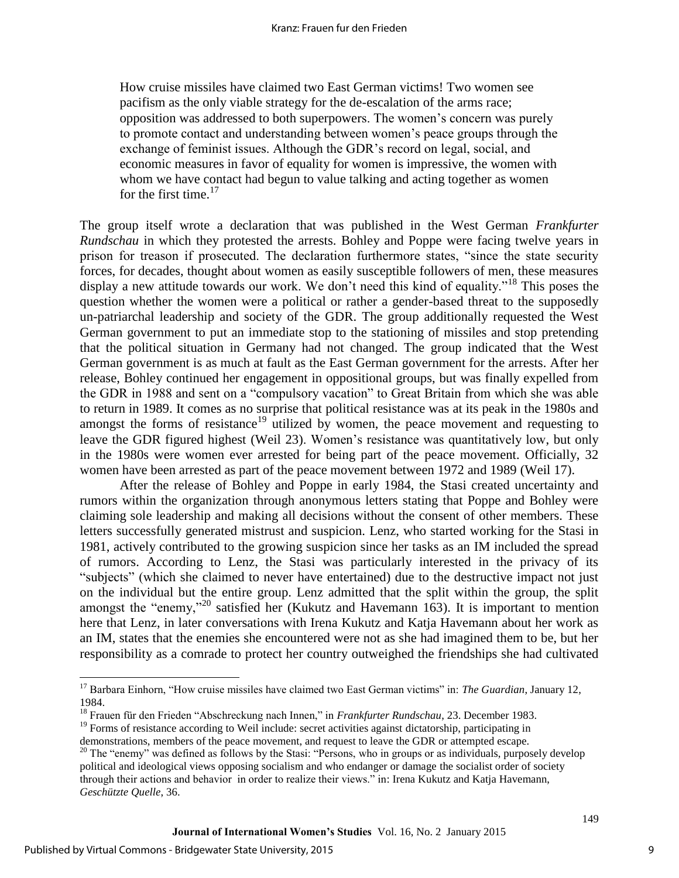> How cruise missiles have claimed two East German victims! Two women see pacifism as the only viable strategy for the de-escalation of the arms race; opposition was addressed to both superpowers. The women's concern was purely to promote contact and understanding between women's peace groups through the exchange of feminist issues. Although the GDR's record on legal, social, and economic measures in favor of equality for women is impressive, the women with whom we have contact had begun to value talking and acting together as women for the first time.[17]

The group itself wrote a declaration that was published in the West German *Frankfurter Rundschau* in which they protested the arrests. Bohley and Poppe were facing twelve years in prison for treason if prosecuted. The declaration furthermore states, "since the state security forces, for decades, thought about women as easily susceptible followers of men, these measures display a new attitude towards our work. We don't need this kind of equality."[18] This poses the question whether the women were a political or rather a gender-based threat to the supposedly un-patriarchal leadership and society of the GDR. The group additionally requested the West German government to put an immediate stop to the stationing of missiles and stop pretending that the political situation in Germany had not changed. The group indicated that the West German government is as much at fault as the East German government for the arrests. After her release, Bohley continued her engagement in oppositional groups, but was finally expelled from the GDR in 1988 and sent on a "compulsory vacation" to Great Britain from which she was able to return in 1989. It comes as no surprise that political resistance was at its peak in the 1980s and amongst the forms of resistance[19] utilized by women, the peace movement and requesting to leave the GDR figured highest (Weil 23). Women's resistance was quantitatively low, but only in the 1980s were women ever arrested for being part of the peace movement. Officially, 32 women have been arrested as part of the peace movement between 1972 and 1989 (Weil 17).

After the release of Bohley and Poppe in early 1984, the Stasi created uncertainty and rumors within the organization through anonymous letters stating that Poppe and Bohley were claiming sole leadership and making all decisions without the consent of other members. These letters successfully generated mistrust and suspicion. Lenz, who started working for the Stasi in 1981, actively contributed to the growing suspicion since her tasks as an IM included the spread of rumors. According to Lenz, the Stasi was particularly interested in the privacy of its "subjects" (which she claimed to never have entertained) due to the destructive impact not just on the individual but the entire group. Lenz admitted that the split within the group, the split amongst the "enemy,"[20] satisfied her (Kukutz and Havemann 163). It is important to mention here that Lenz, in later conversations with Irena Kukutz and Katja Havemann about her work as an IM, states that the enemies she encountered were not as she had imagined them to be, but her responsibility as a comrade to protect her country outweighed the friendships she had cultivated

---

[17] Barbara Einhorn, "How cruise missiles have claimed two East German victims" in: *The Guardian*, January 12, 1984.

[18] Frauen für den Frieden "Abschreckung nach Innen," in *Frankfurter Rundschau*, 23. December 1983.

[19] Forms of resistance according to Weil include: secret activities against dictatorship, participating in demonstrations, members of the peace movement, and request to leave the GDR or attempted escape.

[20] The "enemy" was defined as follows by the Stasi: "Persons, who in groups or as individuals, purposely develop political and ideological views opposing socialism and who endanger or damage the socialist order of society through their actions and behavior in order to realize their views." in: Irena Kukutz and Katja Havemann, *Geschützte Quelle*, 36.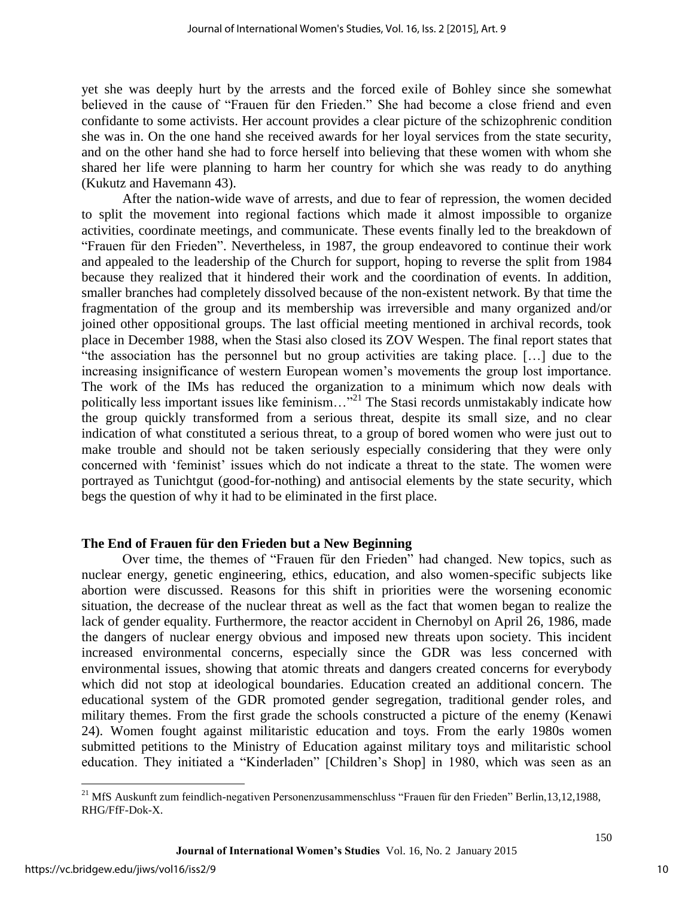yet she was deeply hurt by the arrests and the forced exile of Bohley since she somewhat believed in the cause of "Frauen für den Frieden." She had become a close friend and even confidante to some activists. Her account provides a clear picture of the schizophrenic condition she was in. On the one hand she received awards for her loyal services from the state security, and on the other hand she had to force herself into believing that these women with whom she shared her life were planning to harm her country for which she was ready to do anything (Kukutz and Havemann 43).

After the nation-wide wave of arrests, and due to fear of repression, the women decided to split the movement into regional factions which made it almost impossible to organize activities, coordinate meetings, and communicate. These events finally led to the breakdown of "Frauen für den Frieden". Nevertheless, in 1987, the group endeavored to continue their work and appealed to the leadership of the Church for support, hoping to reverse the split from 1984 because they realized that it hindered their work and the coordination of events. In addition, smaller branches had completely dissolved because of the non-existent network. By that time the fragmentation of the group and its membership was irreversible and many organized and/or joined other oppositional groups. The last official meeting mentioned in archival records, took place in December 1988, when the Stasi also closed its ZOV Wespen. The final report states that "the association has the personnel but no group activities are taking place. […] due to the increasing insignificance of western European women's movements the group lost importance. The work of the IMs has reduced the organization to a minimum which now deals with politically less important issues like feminism…"[21] The Stasi records unmistakably indicate how the group quickly transformed from a serious threat, despite its small size, and no clear indication of what constituted a serious threat, to a group of bored women who were just out to make trouble and should not be taken seriously especially considering that they were only concerned with 'feminist' issues which do not indicate a threat to the state. The women were portrayed as Tunichtgut (good-for-nothing) and antisocial elements by the state security, which begs the question of why it had to be eliminated in the first place.

## The End of Frauen für den Frieden but a New Beginning

Over time, the themes of "Frauen für den Frieden" had changed. New topics, such as nuclear energy, genetic engineering, ethics, education, and also women-specific subjects like abortion were discussed. Reasons for this shift in priorities were the worsening economic situation, the decrease of the nuclear threat as well as the fact that women began to realize the lack of gender equality. Furthermore, the reactor accident in Chernobyl on April 26, 1986, made the dangers of nuclear energy obvious and imposed new threats upon society. This incident increased environmental concerns, especially since the GDR was less concerned with environmental issues, showing that atomic threats and dangers created concerns for everybody which did not stop at ideological boundaries. Education created an additional concern. The educational system of the GDR promoted gender segregation, traditional gender roles, and military themes. From the first grade the schools constructed a picture of the enemy (Kenawi 24). Women fought against militaristic education and toys. From the early 1980s women submitted petitions to the Ministry of Education against military toys and militaristic school education. They initiated a "Kinderladen" [Children's Shop] in 1980, which was seen as an

---

[21] MfS Auskunft zum feindlich-negativen Personenzusammenschluss "Frauen für den Frieden" Berlin,13,12,1988, RHG/FfF-Dok-X.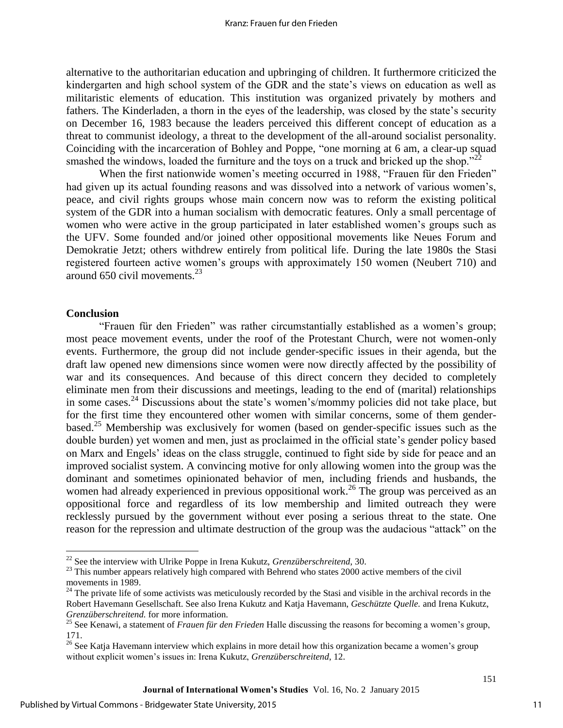alternative to the authoritarian education and upbringing of children. It furthermore criticized the kindergarten and high school system of the GDR and the state's views on education as well as militaristic elements of education. This institution was organized privately by mothers and fathers. The Kinderladen, a thorn in the eyes of the leadership, was closed by the state's security on December 16, 1983 because the leaders perceived this different concept of education as a threat to communist ideology, a threat to the development of the all-around socialist personality. Coinciding with the incarceration of Bohley and Poppe, "one morning at 6 am, a clear-up squad smashed the windows, loaded the furniture and the toys on a truck and bricked up the shop."[22]

When the first nationwide women's meeting occurred in 1988, "Frauen für den Frieden" had given up its actual founding reasons and was dissolved into a network of various women's, peace, and civil rights groups whose main concern now was to reform the existing political system of the GDR into a human socialism with democratic features. Only a small percentage of women who were active in the group participated in later established women's groups such as the UFV. Some founded and/or joined other oppositional movements like Neues Forum and Demokratie Jetzt; others withdrew entirely from political life. During the late 1980s the Stasi registered fourteen active women's groups with approximately 150 women (Neubert 710) and around 650 civil movements.[23]

## Conclusion

"Frauen für den Frieden" was rather circumstantially established as a women's group; most peace movement events, under the roof of the Protestant Church, were not women-only events. Furthermore, the group did not include gender-specific issues in their agenda, but the draft law opened new dimensions since women were now directly affected by the possibility of war and its consequences. And because of this direct concern they decided to completely eliminate men from their discussions and meetings, leading to the end of (marital) relationships in some cases.[24] Discussions about the state's women's/mommy policies did not take place, but for the first time they encountered other women with similar concerns, some of them gender-based.[25] Membership was exclusively for women (based on gender-specific issues such as the double burden) yet women and men, just as proclaimed in the official state's gender policy based on Marx and Engels' ideas on the class struggle, continued to fight side by side for peace and an improved socialist system. A convincing motive for only allowing women into the group was the dominant and sometimes opinionated behavior of men, including friends and husbands, the women had already experienced in previous oppositional work.[26] The group was perceived as an oppositional force and regardless of its low membership and limited outreach they were recklessly pursued by the government without ever posing a serious threat to the state. One reason for the repression and ultimate destruction of the group was the audacious "attack" on the

---

[22] See the interview with Ulrike Poppe in Irena Kukutz, *Grenzüberschreitend*, 30.

[23] This number appears relatively high compared with Behrend who states 2000 active members of the civil movements in 1989.

[24] The private life of some activists was meticulously recorded by the Stasi and visible in the archival records in the Robert Havemann Gesellschaft. See also Irena Kukutz and Katja Havemann, *Geschützte Quelle.* and Irena Kukutz, *Grenzüberschreitend.* for more information.

[25] See Kenawi, a statement of *Frauen für den Frieden* Halle discussing the reasons for becoming a women's group, 171.

[26] See Katja Havemann interview which explains in more detail how this organization became a women's group without explicit women's issues in: Irena Kukutz, *Grenzüberschreitend*, 12.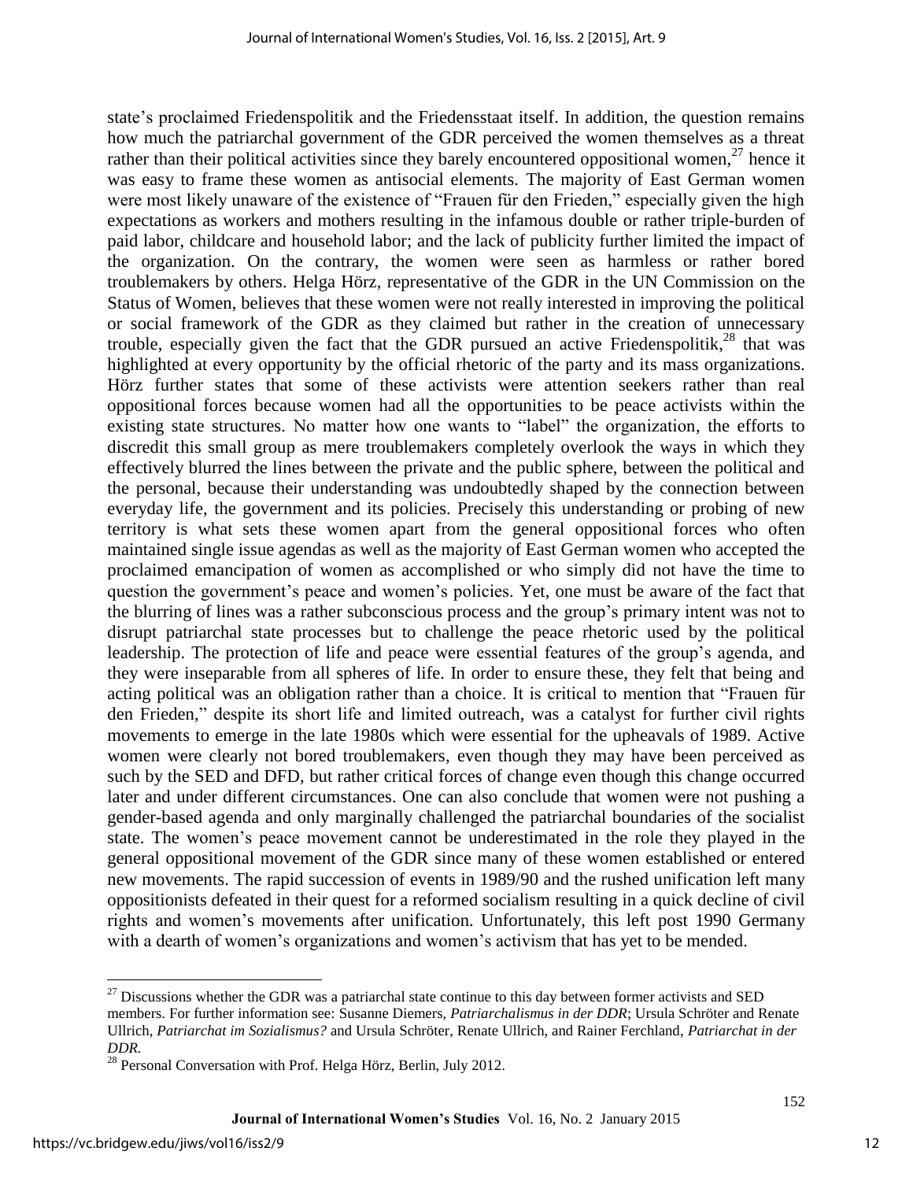state's proclaimed Friedenspolitik and the Friedensstaat itself. In addition, the question remains how much the patriarchal government of the GDR perceived the women themselves as a threat rather than their political activities since they barely encountered oppositional women,[27] hence it was easy to frame these women as antisocial elements. The majority of East German women were most likely unaware of the existence of "Frauen für den Frieden," especially given the high expectations as workers and mothers resulting in the infamous double or rather triple-burden of paid labor, childcare and household labor; and the lack of publicity further limited the impact of the organization. On the contrary, the women were seen as harmless or rather bored troublemakers by others. Helga Hörz, representative of the GDR in the UN Commission on the Status of Women, believes that these women were not really interested in improving the political or social framework of the GDR as they claimed but rather in the creation of unnecessary trouble, especially given the fact that the GDR pursued an active Friedenspolitik,[28] that was highlighted at every opportunity by the official rhetoric of the party and its mass organizations. Hörz further states that some of these activists were attention seekers rather than real oppositional forces because women had all the opportunities to be peace activists within the existing state structures. No matter how one wants to "label" the organization, the efforts to discredit this small group as mere troublemakers completely overlook the ways in which they effectively blurred the lines between the private and the public sphere, between the political and the personal, because their understanding was undoubtedly shaped by the connection between everyday life, the government and its policies. Precisely this understanding or probing of new territory is what sets these women apart from the general oppositional forces who often maintained single issue agendas as well as the majority of East German women who accepted the proclaimed emancipation of women as accomplished or who simply did not have the time to question the government's peace and women's policies. Yet, one must be aware of the fact that the blurring of lines was a rather subconscious process and the group's primary intent was not to disrupt patriarchal state processes but to challenge the peace rhetoric used by the political leadership. The protection of life and peace were essential features of the group's agenda, and they were inseparable from all spheres of life. In order to ensure these, they felt that being and acting political was an obligation rather than a choice. It is critical to mention that "Frauen für den Frieden," despite its short life and limited outreach, was a catalyst for further civil rights movements to emerge in the late 1980s which were essential for the upheavals of 1989. Active women were clearly not bored troublemakers, even though they may have been perceived as such by the SED and DFD, but rather critical forces of change even though this change occurred later and under different circumstances. One can also conclude that women were not pushing a gender-based agenda and only marginally challenged the patriarchal boundaries of the socialist state. The women's peace movement cannot be underestimated in the role they played in the general oppositional movement of the GDR since many of these women established or entered new movements. The rapid succession of events in 1989/90 and the rushed unification left many oppositionists defeated in their quest for a reformed socialism resulting in a quick decline of civil rights and women's movements after unification. Unfortunately, this left post 1990 Germany with a dearth of women's organizations and women's activism that has yet to be mended.

---

[27] Discussions whether the GDR was a patriarchal state continue to this day between former activists and SED members. For further information see: Susanne Diemers, *Patriarchalismus in der DDR*; Ursula Schröter and Renate Ullrich, *Patriarchat im Sozialismus?* and Ursula Schröter, Renate Ullrich, and Rainer Ferchland, *Patriarchat in der DDR.*

[28] Personal Conversation with Prof. Helga Hörz, Berlin, July 2012.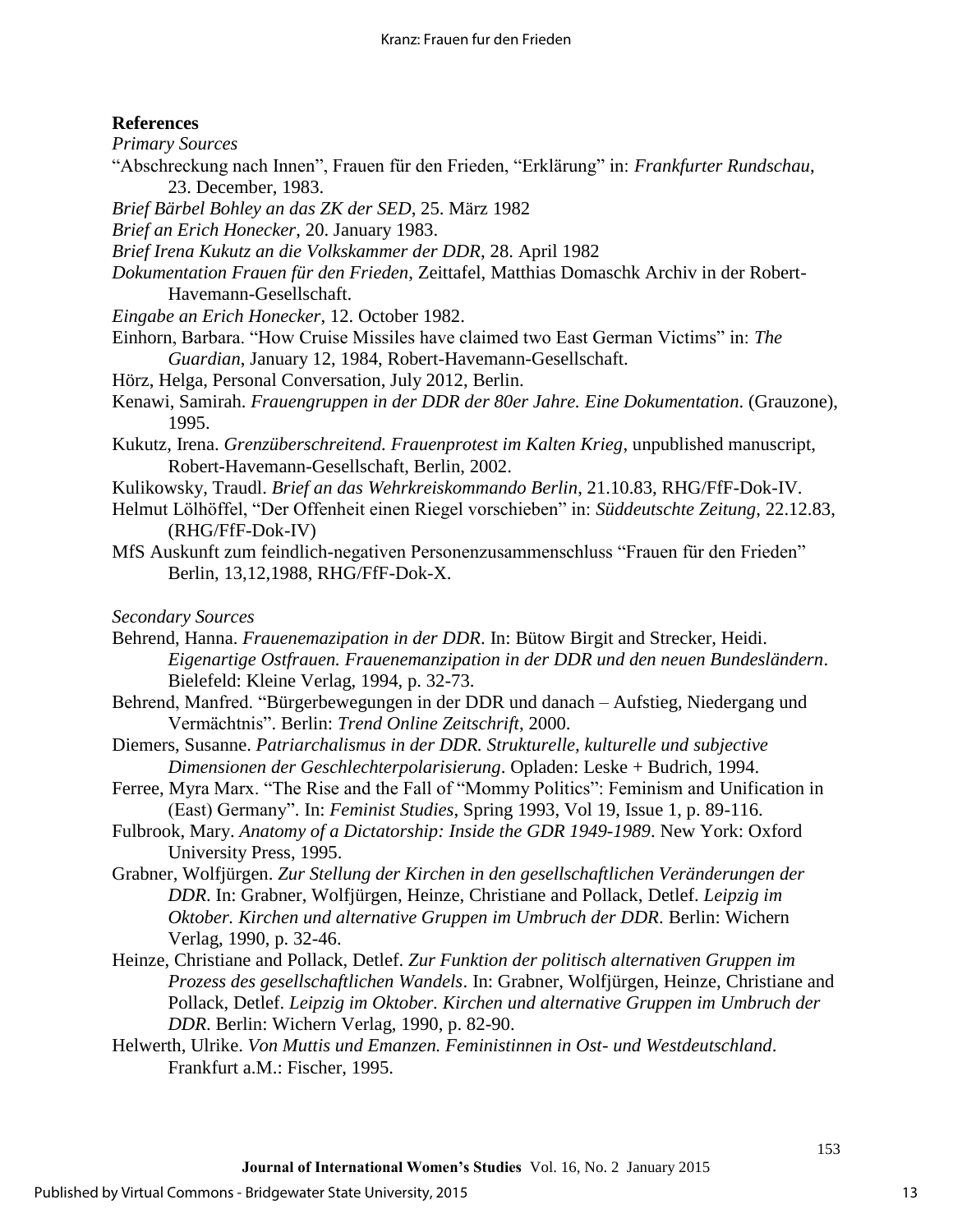**References**

*Primary Sources*

"Abschreckung nach Innen", Frauen für den Frieden, "Erklärung" in: *Frankfurter Rundschau*, 23. December, 1983.

*Brief Bärbel Bohley an das ZK der SED*, 25. März 1982

*Brief an Erich Honecker*, 20. January 1983.

*Brief Irena Kukutz an die Volkskammer der DDR*, 28. April 1982

*Dokumentation Frauen für den Frieden*, Zeittafel, Matthias Domaschk Archiv in der Robert-Havemann-Gesellschaft.

*Eingabe an Erich Honecker*, 12. October 1982.

Einhorn, Barbara. "How Cruise Missiles have claimed two East German Victims" in: *The Guardian*, January 12, 1984, Robert-Havemann-Gesellschaft.

Hörz, Helga, Personal Conversation, July 2012, Berlin.

Kenawi, Samirah. *Frauengruppen in der DDR der 80er Jahre. Eine Dokumentation*. (Grauzone), 1995.

Kukutz, Irena. *Grenzüberschreitend. Frauenprotest im Kalten Krieg*, unpublished manuscript, Robert-Havemann-Gesellschaft, Berlin, 2002.

Kulikowsky, Traudl. *Brief an das Wehrkreiskommando Berlin*, 21.10.83, RHG/FfF-Dok-IV.

Helmut Lölhöffel, "Der Offenheit einen Riegel vorschieben" in: *Süddeutschte Zeitung*, 22.12.83, (RHG/FfF-Dok-IV)

MfS Auskunft zum feindlich-negativen Personenzusammenschluss "Frauen für den Frieden" Berlin, 13,12,1988, RHG/FfF-Dok-X.

*Secondary Sources*

Behrend, Hanna. *Frauenemazipation in der DDR*. In: Bütow Birgit and Strecker, Heidi. *Eigenartige Ostfrauen. Frauenemanzipation in der DDR und den neuen Bundesländern*. Bielefeld: Kleine Verlag, 1994, p. 32-73.

Behrend, Manfred. "Bürgerbewegungen in der DDR und danach – Aufstieg, Niedergang und Vermächtnis". Berlin: *Trend Online Zeitschrift*, 2000.

Diemers, Susanne. *Patriarchalismus in der DDR. Strukturelle, kulturelle und subjective Dimensionen der Geschlechterpolarisierung*. Opladen: Leske + Budrich, 1994.

Ferree, Myra Marx. "The Rise and the Fall of "Mommy Politics": Feminism and Unification in (East) Germany". In: *Feminist Studies*, Spring 1993, Vol 19, Issue 1, p. 89-116.

Fulbrook, Mary. *Anatomy of a Dictatorship: Inside the GDR 1949-1989*. New York: Oxford University Press, 1995.

Grabner, Wolfjürgen. *Zur Stellung der Kirchen in den gesellschaftlichen Veränderungen der DDR*. In: Grabner, Wolfjürgen, Heinze, Christiane and Pollack, Detlef. *Leipzig im Oktober. Kirchen und alternative Gruppen im Umbruch der DDR*. Berlin: Wichern Verlag, 1990, p. 32-46.

Heinze, Christiane and Pollack, Detlef. *Zur Funktion der politisch alternativen Gruppen im Prozess des gesellschaftlichen Wandels*. In: Grabner, Wolfjürgen, Heinze, Christiane and Pollack, Detlef. *Leipzig im Oktober. Kirchen und alternative Gruppen im Umbruch der DDR*. Berlin: Wichern Verlag, 1990, p. 82-90.

Helwerth, Ulrike. *Von Muttis und Emanzen. Feministinnen in Ost- und Westdeutschland*. Frankfurt a.M.: Fischer, 1995.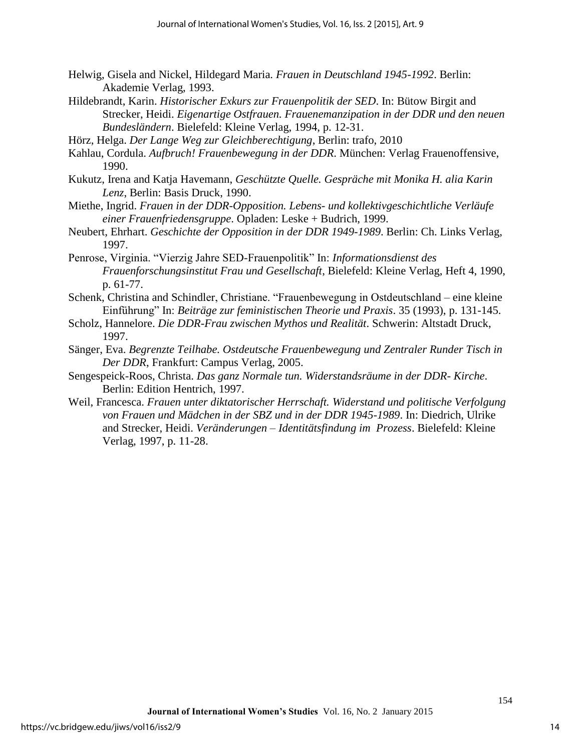Helwig, Gisela and Nickel, Hildegard Maria. *Frauen in Deutschland 1945-1992*. Berlin: Akademie Verlag, 1993.

Hildebrandt, Karin. *Historischer Exkurs zur Frauenpolitik der SED*. In: Bütow Birgit and Strecker, Heidi. *Eigenartige Ostfrauen. Frauenemanzipation in der DDR und den neuen Bundesländern*. Bielefeld: Kleine Verlag, 1994, p. 12-31.

Hörz, Helga. *Der Lange Weg zur Gleichberechtigung*, Berlin: trafo, 2010

Kahlau, Cordula. *Aufbruch! Frauenbewegung in der DDR*. München: Verlag Frauenoffensive, 1990.

Kukutz, Irena and Katja Havemann, *Geschützte Quelle. Gespräche mit Monika H. alia Karin Lenz*, Berlin: Basis Druck, 1990.

Miethe, Ingrid. *Frauen in der DDR-Opposition. Lebens- und kollektivgeschichtliche Verläufe einer Frauenfriedensgruppe*. Opladen: Leske + Budrich, 1999.

Neubert, Ehrhart. *Geschichte der Opposition in der DDR 1949-1989*. Berlin: Ch. Links Verlag, 1997.

Penrose, Virginia. "Vierzig Jahre SED-Frauenpolitik" In: *Informationsdienst des Frauenforschungsinstitut Frau und Gesellschaft*, Bielefeld: Kleine Verlag, Heft 4, 1990, p. 61-77.

Schenk, Christina and Schindler, Christiane. "Frauenbewegung in Ostdeutschland – eine kleine Einführung" In: *Beiträge zur feministischen Theorie und Praxis*. 35 (1993), p. 131-145.

Scholz, Hannelore. *Die DDR-Frau zwischen Mythos und Realität*. Schwerin: Altstadt Druck, 1997.

Sänger, Eva. *Begrenzte Teilhabe. Ostdeutsche Frauenbewegung und Zentraler Runder Tisch in Der DDR*, Frankfurt: Campus Verlag, 2005.

Sengespeick-Roos, Christa. *Das ganz Normale tun. Widerstandsräume in der DDR- Kirche*. Berlin: Edition Hentrich, 1997.

Weil, Francesca. *Frauen unter diktatorischer Herrschaft. Widerstand und politische Verfolgung von Frauen und Mädchen in der SBZ und in der DDR 1945-1989*. In: Diedrich, Ulrike and Strecker, Heidi. *Veränderungen – Identitätsfindung im Prozess*. Bielefeld: Kleine Verlag, 1997, p. 11-28.